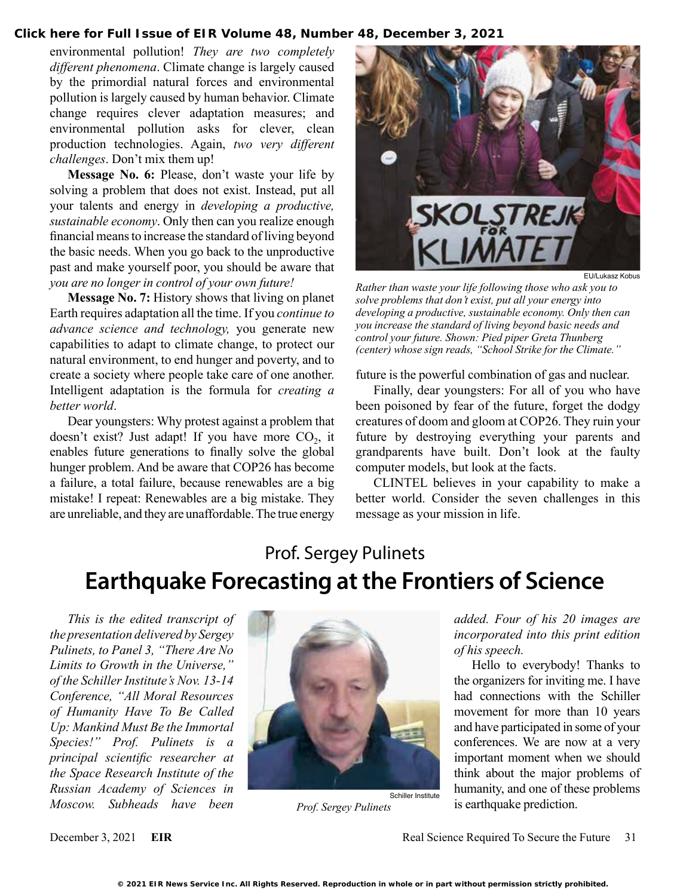environmental pollution! *They are two completely different phenomena*. Climate change is largely caused by the primordial natural forces and environmental pollution is largely caused by human behavior. Climate change requires clever adaptation measures; and environmental pollution asks for clever, clean production technologies. Again, *two very different challenges*. Don't mix them up!

**Message No. 6:** Please, don't waste your life by solving a problem that does not exist. Instead, put all your talents and energy in *developing a productive, sustainable economy*. Only then can you realize enough financial means to increase the standard of living beyond the basic needs. When you go back to the unproductive past and make yourself poor, you should be aware that *you are no longer in control of your own future!*

**Message No. 7:** History shows that living on planet Earth requires adaptation all the time. If you *continue to advance science and technology,* you generate new capabilities to adapt to climate change, to protect our natural environment, to end hunger and poverty, and to create a society where people take care of one another. Intelligent adaptation is the formula for *creating a better world*.

Dear youngsters: Why protest against a problem that doesn't exist? Just adapt! If you have more $CO_2$, it enables future generations to finally solve the global hunger problem. And be aware that COP26 has become a failure, a total failure, because renewables are a big mistake! I repeat: Renewables are a big mistake. They are unreliable, and they are unaffordable. The true energy future is the powerful combination of gas and nuclear.

EU/Lukasz Kobus

*Rather than waste your life following those who ask you to solve problems that don't exist, put all your energy into developing a productive, sustainable economy. Only then can you increase the standard of living beyond basic needs and control your future. Shown: Pied piper Greta Thunberg (center) whose sign reads, "School Strike for the Climate."*

Finally, dear youngsters: For all of you who have been poisoned by fear of the future, forget the dodgy creatures of doom and gloom at COP26. They ruin your future by destroying everything your parents and grandparents have built. Don't look at the faulty computer models, but look at the facts.

CLINTEL believes in your capability to make a better world. Consider the seven challenges in this message as your mission in life.

## Prof. Sergey Pulinets

# Earthquake Forecasting at the Frontiers of Science

*This is the edited transcript of the presentation delivered by Sergey Pulinets, to Panel 3, "There Are No Limits to Growth in the Universe," of the Schiller Institute's Nov. 13-14 Conference, "All Moral Resources of Humanity Have To Be Called Up: Mankind Must Be the Immortal Species!" Prof. Pulinets is a principal scientific researcher at the Space Research Institute of the Russian Academy of Sciences in Moscow. Subheads have been added. Four of his 20 images are incorporated into this print edition of his speech.*

Schiller Institute

*Prof. Sergey Pulinets*

Hello to everybody! Thanks to the organizers for inviting me. I have had connections with the Schiller movement for more than 10 years and have participated in some of your conferences. We are now at a very important moment when we should think about the major problems of humanity, and one of these problems is earthquake prediction.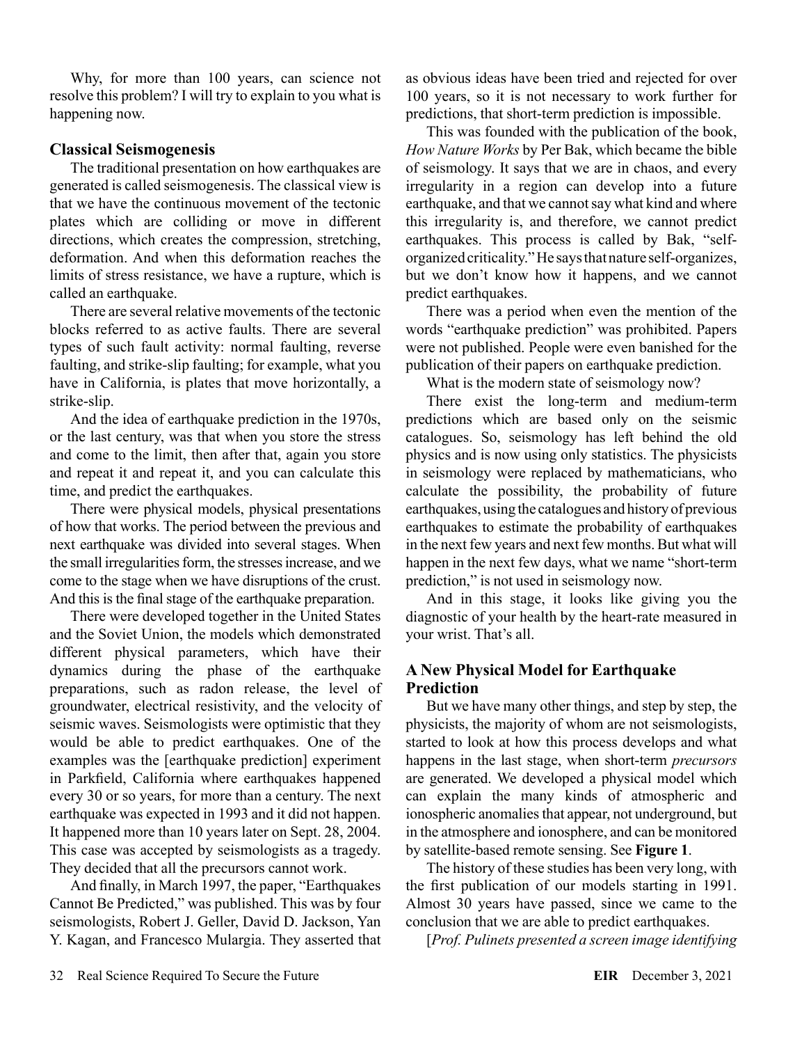Why, for more than 100 years, can science not resolve this problem? I will try to explain to you what is happening now.

## Classical Seismogenesis

The traditional presentation on how earthquakes are generated is called seismogenesis. The classical view is that we have the continuous movement of the tectonic plates which are colliding or move in different directions, which creates the compression, stretching, deformation. And when this deformation reaches the limits of stress resistance, we have a rupture, which is called an earthquake.

There are several relative movements of the tectonic blocks referred to as active faults. There are several types of such fault activity: normal faulting, reverse faulting, and strike-slip faulting; for example, what you have in California, is plates that move horizontally, a strike-slip.

And the idea of earthquake prediction in the 1970s, or the last century, was that when you store the stress and come to the limit, then after that, again you store and repeat it and repeat it, and you can calculate this time, and predict the earthquakes.

There were physical models, physical presentations of how that works. The period between the previous and next earthquake was divided into several stages. When the small irregularities form, the stresses increase, and we come to the stage when we have disruptions of the crust. And this is the final stage of the earthquake preparation.

There were developed together in the United States and the Soviet Union, the models which demonstrated different physical parameters, which have their dynamics during the phase of the earthquake preparations, such as radon release, the level of groundwater, electrical resistivity, and the velocity of seismic waves. Seismologists were optimistic that they would be able to predict earthquakes. One of the examples was the [earthquake prediction] experiment in Parkfield, California where earthquakes happened every 30 or so years, for more than a century. The next earthquake was expected in 1993 and it did not happen. It happened more than 10 years later on Sept. 28, 2004. This case was accepted by seismologists as a tragedy. They decided that all the precursors cannot work.

And finally, in March 1997, the paper, "Earthquakes Cannot Be Predicted," was published. This was by four seismologists, Robert J. Geller, David D. Jackson, Yan Y. Kagan, and Francesco Mulargia. They asserted that as obvious ideas have been tried and rejected for over 100 years, so it is not necessary to work further for predictions, that short-term prediction is impossible.

This was founded with the publication of the book, *How Nature Works* by Per Bak, which became the bible of seismology. It says that we are in chaos, and every irregularity in a region can develop into a future earthquake, and that we cannot say what kind and where this irregularity is, and therefore, we cannot predict earthquakes. This process is called by Bak, "self-organized criticality." He says that nature self-organizes, but we don't know how it happens, and we cannot predict earthquakes.

There was a period when even the mention of the words "earthquake prediction" was prohibited. Papers were not published. People were even banished for the publication of their papers on earthquake prediction.

What is the modern state of seismology now?

There exist the long-term and medium-term predictions which are based only on the seismic catalogues. So, seismology has left behind the old physics and is now using only statistics. The physicists in seismology were replaced by mathematicians, who calculate the possibility, the probability of future earthquakes, using the catalogues and history of previous earthquakes to estimate the probability of earthquakes in the next few years and next few months. But what will happen in the next few days, what we name "short-term prediction," is not used in seismology now.

And in this stage, it looks like giving you the diagnostic of your health by the heart-rate measured in your wrist. That's all.

## A New Physical Model for Earthquake Prediction

But we have many other things, and step by step, the physicists, the majority of whom are not seismologists, started to look at how this process develops and what happens in the last stage, when short-term *precursors* are generated. We developed a physical model which can explain the many kinds of atmospheric and ionospheric anomalies that appear, not underground, but in the atmosphere and ionosphere, and can be monitored by satellite-based remote sensing. See **Figure 1**.

The history of these studies has been very long, with the first publication of our models starting in 1991. Almost 30 years have passed, since we came to the conclusion that we are able to predict earthquakes.

[*Prof. Pulinets presented a screen image identifying*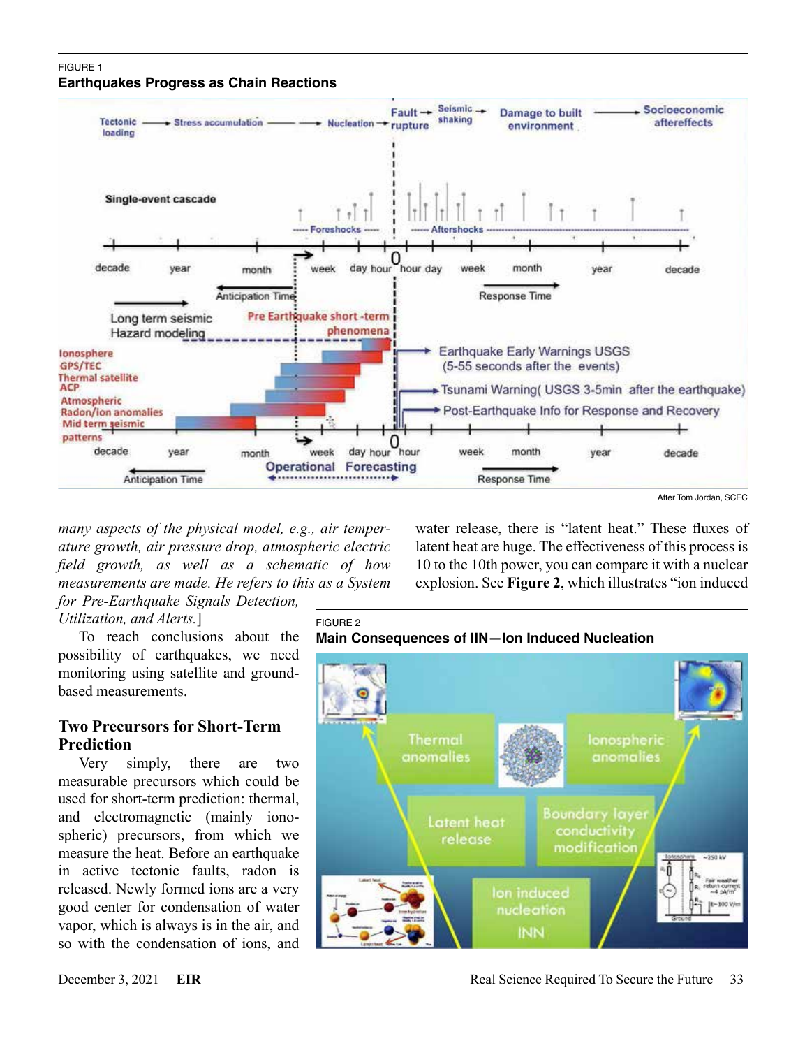FIGURE 1

**Earthquakes Progress as Chain Reactions**

After Tom Jordan, SCEC

*many aspects of the physical model, e.g., air temperature growth, air pressure drop, atmospheric electric field growth, as well as a schematic of how measurements are made. He refers to this as a System for Pre-Earthquake Signals Detection, Utilization, and Alerts.*]

To reach conclusions about the possibility of earthquakes, we need monitoring using satellite and ground-based measurements.

## Two Precursors for Short-Term Prediction

Very simply, there are two measurable precursors which could be used for short-term prediction: thermal, and electromagnetic (mainly ionospheric) precursors, from which we measure the heat. Before an earthquake in active tectonic faults, radon is released. Newly formed ions are a very good center for condensation of water vapor, which is always is in the air, and so with the condensation of ions, and water release, there is "latent heat." These fluxes of latent heat are huge. The effectiveness of this process is 10 to the 10th power, you can compare it with a nuclear explosion. See **Figure 2**, which illustrates "ion induced

FIGURE 2

**Main Consequences of IIN—Ion Induced Nucleation**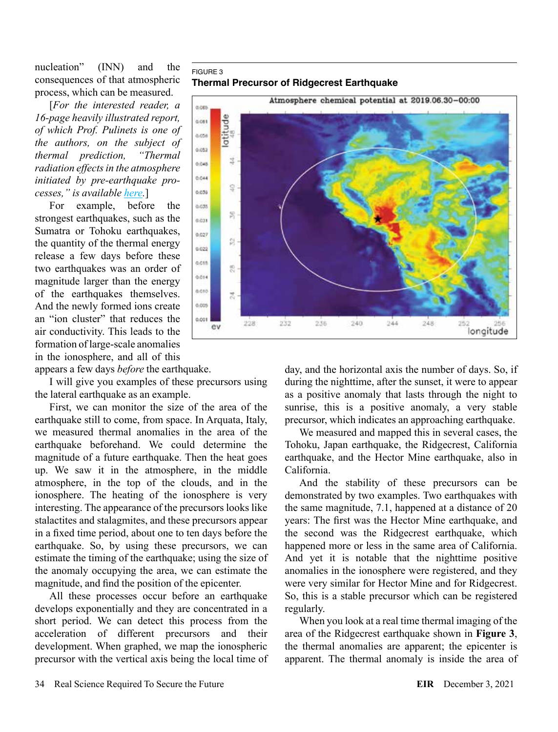nucleation" (INN) and the consequences of that atmospheric process, which can be measured.

[*For the interested reader, a 16-page heavily illustrated report, of which Prof. Pulinets is one of the authors, on the subject of thermal prediction, "Thermal radiation effects in the atmosphere initiated by pre-earthquake processes," is available [here](#).*]

For example, before the strongest earthquakes, such as the Sumatra or Tohoku earthquakes, the quantity of the thermal energy release a few days before these two earthquakes was an order of magnitude larger than the energy of the earthquakes themselves. And the newly formed ions create an "ion cluster" that reduces the air conductivity. This leads to the formation of large-scale anomalies in the ionosphere, and all of this appears a few days *before* the earthquake.

FIGURE 3

**Thermal Precursor of Ridgecrest Earthquake**

I will give you examples of these precursors using the lateral earthquake as an example.

First, we can monitor the size of the area of the earthquake still to come, from space. In Arquata, Italy, we measured thermal anomalies in the area of the earthquake beforehand. We could determine the magnitude of a future earthquake. Then the heat goes up. We saw it in the atmosphere, in the middle atmosphere, in the top of the clouds, and in the ionosphere. The heating of the ionosphere is very interesting. The appearance of the precursors looks like stalactites and stalagmites, and these precursors appear in a fixed time period, about one to ten days before the earthquake. So, by using these precursors, we can estimate the timing of the earthquake; using the size of the anomaly occupying the area, we can estimate the magnitude, and find the position of the epicenter.

All these processes occur before an earthquake develops exponentially and they are concentrated in a short period. We can detect this process from the acceleration of different precursors and their development. When graphed, we map the ionospheric precursor with the vertical axis being the local time of day, and the horizontal axis the number of days. So, if during the nighttime, after the sunset, it were to appear as a positive anomaly that lasts through the night to sunrise, this is a positive anomaly, a very stable precursor, which indicates an approaching earthquake.

We measured and mapped this in several cases, the Tohoku, Japan earthquake, the Ridgecrest, California earthquake, and the Hector Mine earthquake, also in California.

And the stability of these precursors can be demonstrated by two examples. Two earthquakes with the same magnitude, 7.1, happened at a distance of 20 years: The first was the Hector Mine earthquake, and the second was the Ridgecrest earthquake, which happened more or less in the same area of California. And yet it is notable that the nighttime positive anomalies in the ionosphere were registered, and they were very similar for Hector Mine and for Ridgecrest. So, this is a stable precursor which can be registered regularly.

When you look at a real time thermal imaging of the area of the Ridgecrest earthquake shown in **Figure 3**, the thermal anomalies are apparent; the epicenter is apparent. The thermal anomaly is inside the area of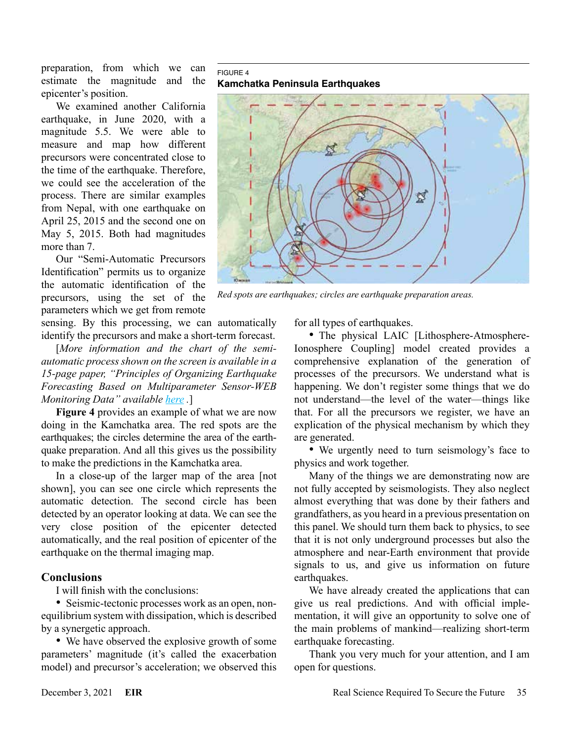preparation, from which we can estimate the magnitude and the epicenter's position.

We examined another California earthquake, in June 2020, with a magnitude 5.5. We were able to measure and map how different precursors were concentrated close to the time of the earthquake. Therefore, we could see the acceleration of the process. There are similar examples from Nepal, with one earthquake on April 25, 2015 and the second one on May 5, 2015. Both had magnitudes more than 7.

Our "Semi-Automatic Precursors Identification" permits us to organize the automatic identification of the precursors, using the set of the parameters which we get from remote sensing. By this processing, we can automatically identify the precursors and make a short-term forecast.

[*More information and the chart of the semi-automatic process shown on the screen is available in a 15-page paper, "Principles of Organizing Earthquake Forecasting Based on Multiparameter Sensor-WEB Monitoring Data" available here*.]

FIGURE 4
**Kamchatka Peninsula Earthquakes**

*Red spots are earthquakes; circles are earthquake preparation areas.*

**Figure 4** provides an example of what we are now doing in the Kamchatka area. The red spots are the earthquakes; the circles determine the area of the earthquake preparation. And all this gives us the possibility to make the predictions in the Kamchatka area.

In a close-up of the larger map of the area [not shown], you can see one circle which represents the automatic detection. The second circle has been detected by an operator looking at data. We can see the very close position of the epicenter detected automatically, and the real position of epicenter of the earthquake on the thermal imaging map.

## Conclusions

I will finish with the conclusions:

- Seismic-tectonic processes work as an open, non-equilibrium system with dissipation, which is described by a synergetic approach.
- We have observed the explosive growth of some parameters' magnitude (it's called the exacerbation model) and precursor's acceleration; we observed this for all types of earthquakes.
- The physical LAIC [Lithosphere-Atmosphere-Ionosphere Coupling] model created provides a comprehensive explanation of the generation of processes of the precursors. We understand what is happening. We don't register some things that we do not understand—the level of the water—things like that. For all the precursors we register, we have an explication of the physical mechanism by which they are generated.
- We urgently need to turn seismology's face to physics and work together.

Many of the things we are demonstrating now are not fully accepted by seismologists. They also neglect almost everything that was done by their fathers and grandfathers, as you heard in a previous presentation on this panel. We should turn them back to physics, to see that it is not only underground processes but also the atmosphere and near-Earth environment that provide signals to us, and give us information on future earthquakes.

We have already created the applications that can give us real predictions. And with official implementation, it will give an opportunity to solve one of the main problems of mankind—realizing short-term earthquake forecasting.

Thank you very much for your attention, and I am open for questions.